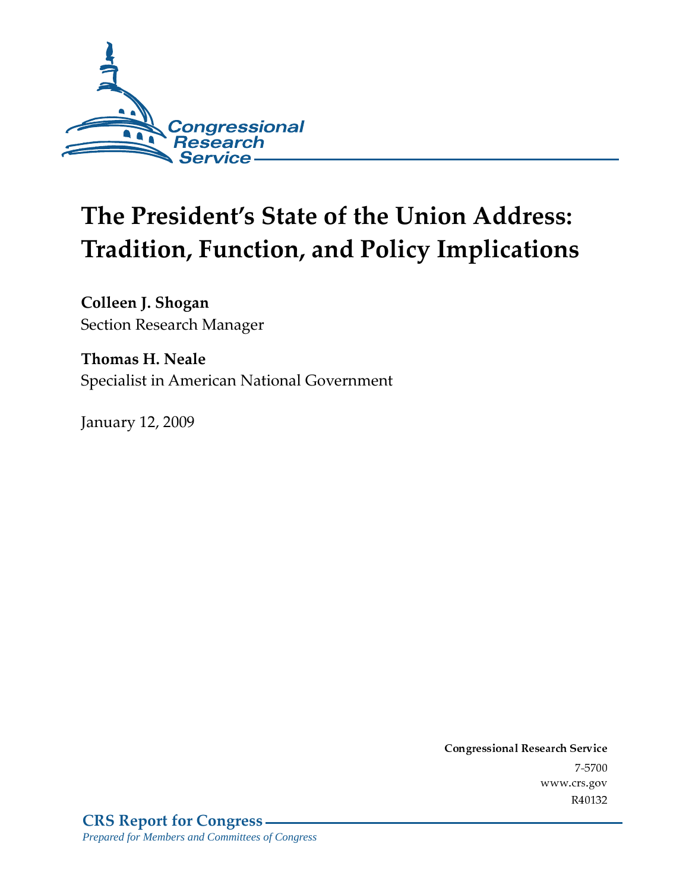Congressional Research Service

# The President's State of the Union Address: Tradition, Function, and Policy Implications

**Colleen J. Shogan**
Section Research Manager

**Thomas H. Neale**
Specialist in American National Government

January 12, 2009

**Congressional Research Service**
7-5700
www.crs.gov
R40132

**CRS Report for Congress**
*Prepared for Members and Committees of Congress*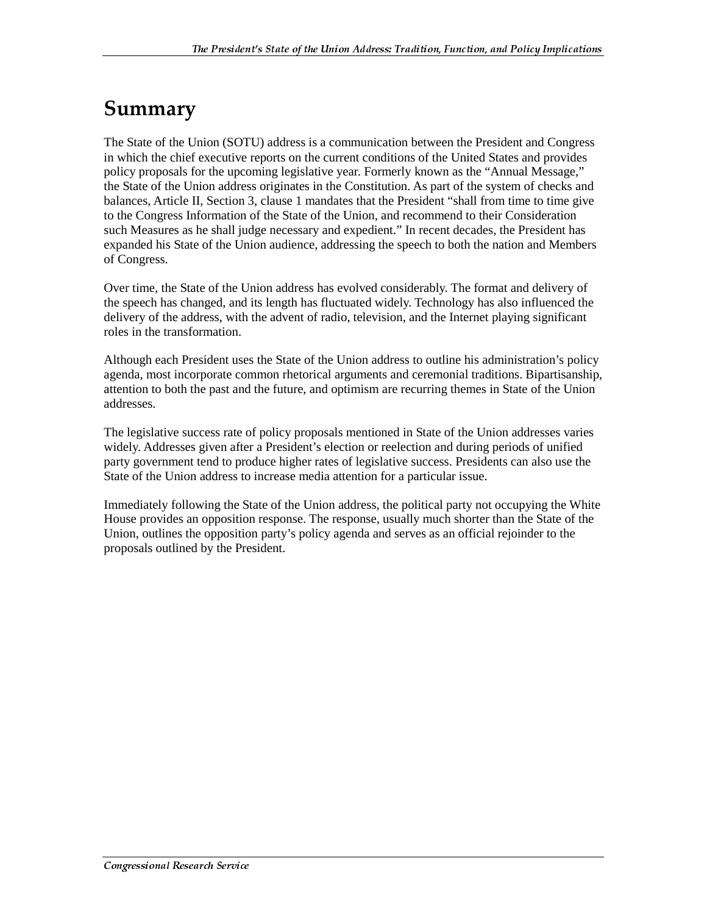# Summary

The State of the Union (SOTU) address is a communication between the President and Congress in which the chief executive reports on the current conditions of the United States and provides policy proposals for the upcoming legislative year. Formerly known as the "Annual Message," the State of the Union address originates in the Constitution. As part of the system of checks and balances, Article II, Section 3, clause 1 mandates that the President "shall from time to time give to the Congress Information of the State of the Union, and recommend to their Consideration such Measures as he shall judge necessary and expedient." In recent decades, the President has expanded his State of the Union audience, addressing the speech to both the nation and Members of Congress.

Over time, the State of the Union address has evolved considerably. The format and delivery of the speech has changed, and its length has fluctuated widely. Technology has also influenced the delivery of the address, with the advent of radio, television, and the Internet playing significant roles in the transformation.

Although each President uses the State of the Union address to outline his administration's policy agenda, most incorporate common rhetorical arguments and ceremonial traditions. Bipartisanship, attention to both the past and the future, and optimism are recurring themes in State of the Union addresses.

The legislative success rate of policy proposals mentioned in State of the Union addresses varies widely. Addresses given after a President's election or reelection and during periods of unified party government tend to produce higher rates of legislative success. Presidents can also use the State of the Union address to increase media attention for a particular issue.

Immediately following the State of the Union address, the political party not occupying the White House provides an opposition response. The response, usually much shorter than the State of the Union, outlines the opposition party's policy agenda and serves as an official rejoinder to the proposals outlined by the President.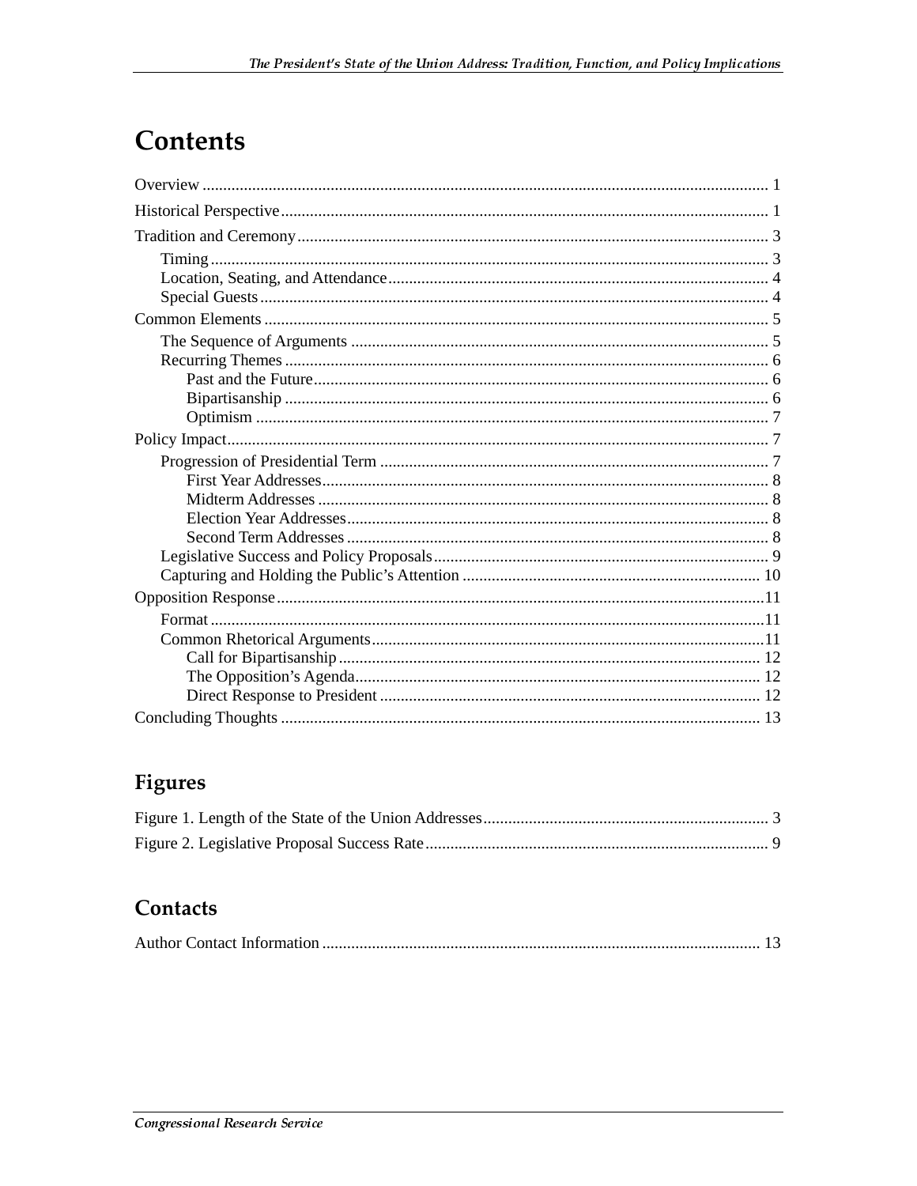# Contents

Overview ........................................................................................................................ 1

Historical Perspective ..................................................................................................... 1

Tradition and Ceremony ................................................................................................. 3

- Timing ...................................................................................................................... 3
- Location, Seating, and Attendance ........................................................................... 4
- Special Guests ......................................................................................................... 4

Common Elements ......................................................................................................... 5

- The Sequence of Arguments .................................................................................... 5
- Recurring Themes .................................................................................................... 6
  - Past and the Future ............................................................................................. 6
  - Bipartisanship ..................................................................................................... 6
  - Optimism ............................................................................................................ 7

Policy Impact .................................................................................................................. 7

- Progression of Presidential Term ............................................................................. 7
  - First Year Addresses ........................................................................................... 8
  - Midterm Addresses ............................................................................................. 8
  - Election Year Addresses ..................................................................................... 8
  - Second Term Addresses ...................................................................................... 8
- Legislative Success and Policy Proposals ................................................................ 9
- Capturing and Holding the Public's Attention ....................................................... 10

Opposition Response .................................................................................................... 11

- Format .................................................................................................................... 11
- Common Rhetorical Arguments ............................................................................. 11
  - Call for Bipartisanship ...................................................................................... 12
  - The Opposition's Agenda .................................................................................. 12
  - Direct Response to President ............................................................................ 12

Concluding Thoughts ................................................................................................... 13

# Figures

Figure 1. Length of the State of the Union Addresses .................................................... 3

Figure 2. Legislative Proposal Success Rate .................................................................. 9

# Contacts

Author Contact Information ......................................................................................... 13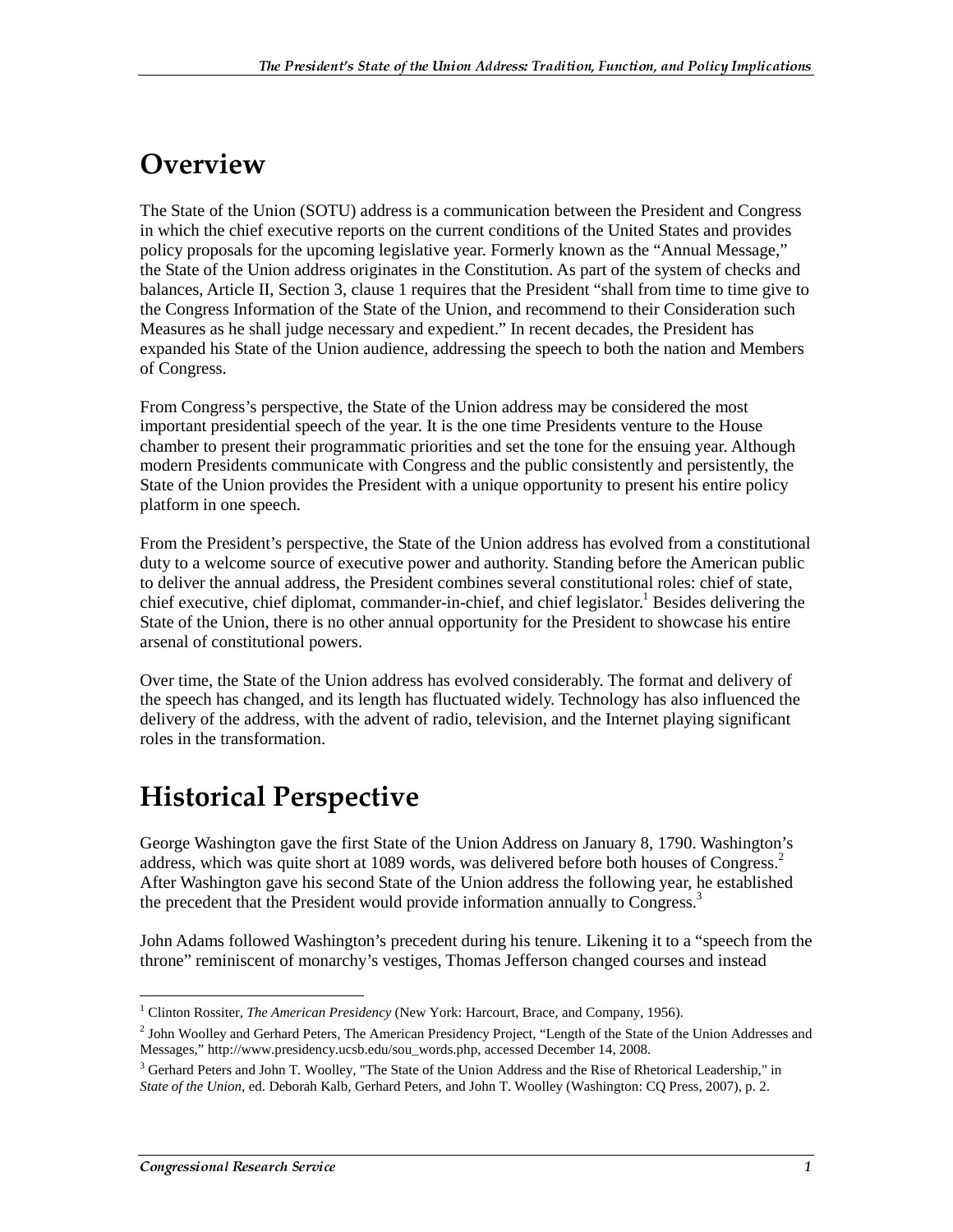# Overview

The State of the Union (SOTU) address is a communication between the President and Congress in which the chief executive reports on the current conditions of the United States and provides policy proposals for the upcoming legislative year. Formerly known as the "Annual Message," the State of the Union address originates in the Constitution. As part of the system of checks and balances, Article II, Section 3, clause 1 requires that the President "shall from time to time give to the Congress Information of the State of the Union, and recommend to their Consideration such Measures as he shall judge necessary and expedient." In recent decades, the President has expanded his State of the Union audience, addressing the speech to both the nation and Members of Congress.

From Congress's perspective, the State of the Union address may be considered the most important presidential speech of the year. It is the one time Presidents venture to the House chamber to present their programmatic priorities and set the tone for the ensuing year. Although modern Presidents communicate with Congress and the public consistently and persistently, the State of the Union provides the President with a unique opportunity to present his entire policy platform in one speech.

From the President's perspective, the State of the Union address has evolved from a constitutional duty to a welcome source of executive power and authority. Standing before the American public to deliver the annual address, the President combines several constitutional roles: chief of state, chief executive, chief diplomat, commander-in-chief, and chief legislator.[1] Besides delivering the State of the Union, there is no other annual opportunity for the President to showcase his entire arsenal of constitutional powers.

Over time, the State of the Union address has evolved considerably. The format and delivery of the speech has changed, and its length has fluctuated widely. Technology has also influenced the delivery of the address, with the advent of radio, television, and the Internet playing significant roles in the transformation.

# Historical Perspective

George Washington gave the first State of the Union Address on January 8, 1790. Washington's address, which was quite short at 1089 words, was delivered before both houses of Congress.[2] After Washington gave his second State of the Union address the following year, he established the precedent that the President would provide information annually to Congress.[3]

John Adams followed Washington's precedent during his tenure. Likening it to a "speech from the throne" reminiscent of monarchy's vestiges, Thomas Jefferson changed courses and instead

---

[1] Clinton Rossiter, *The American Presidency* (New York: Harcourt, Brace, and Company, 1956).

[2] John Woolley and Gerhard Peters, The American Presidency Project, "Length of the State of the Union Addresses and Messages," http://www.presidency.ucsb.edu/sou_words.php, accessed December 14, 2008.

[3] Gerhard Peters and John T. Woolley, "The State of the Union Address and the Rise of Rhetorical Leadership," in *State of the Union*, ed. Deborah Kalb, Gerhard Peters, and John T. Woolley (Washington: CQ Press, 2007), p. 2.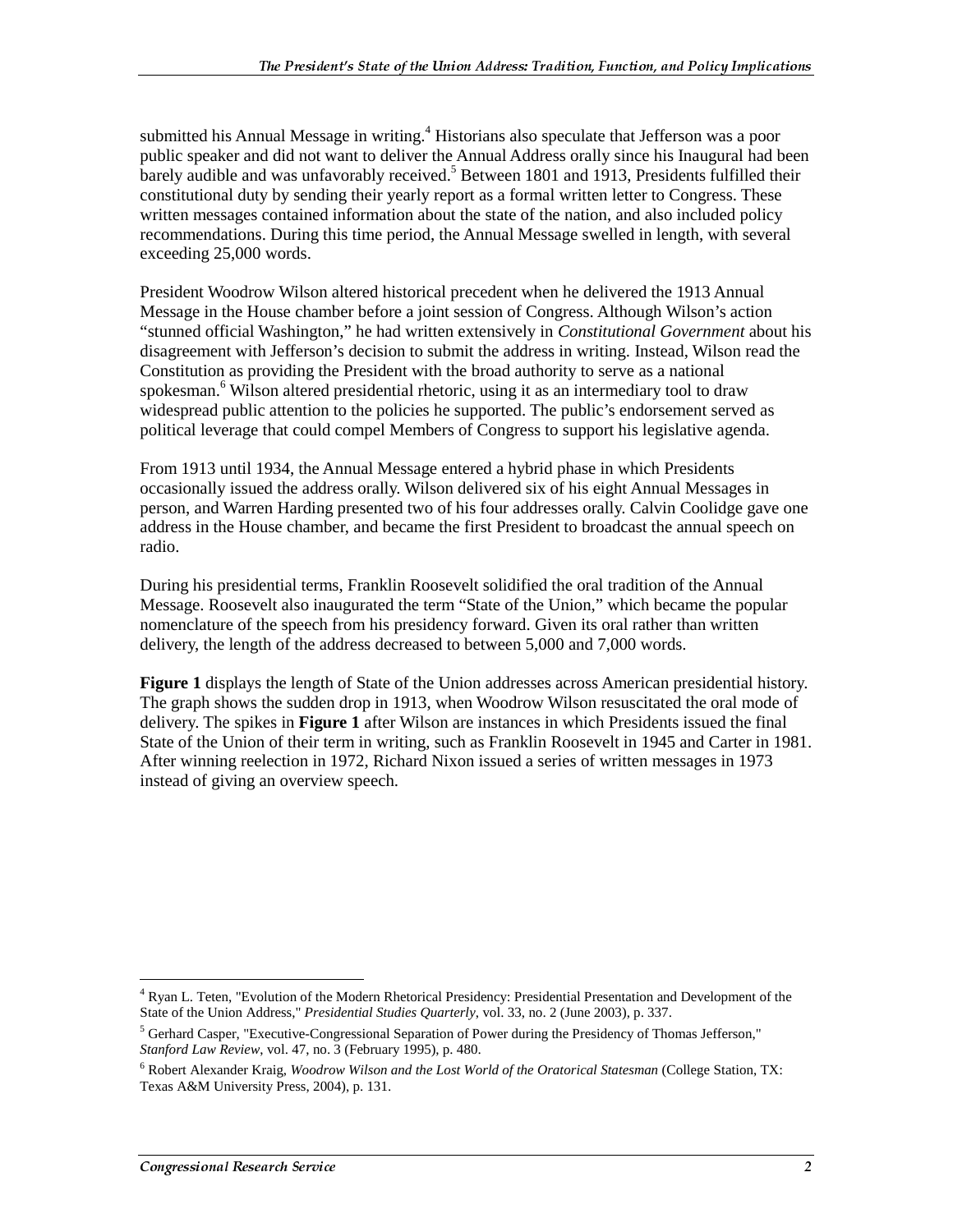submitted his Annual Message in writing.[4] Historians also speculate that Jefferson was a poor public speaker and did not want to deliver the Annual Address orally since his Inaugural had been barely audible and was unfavorably received.[5] Between 1801 and 1913, Presidents fulfilled their constitutional duty by sending their yearly report as a formal written letter to Congress. These written messages contained information about the state of the nation, and also included policy recommendations. During this time period, the Annual Message swelled in length, with several exceeding 25,000 words.

President Woodrow Wilson altered historical precedent when he delivered the 1913 Annual Message in the House chamber before a joint session of Congress. Although Wilson's action "stunned official Washington," he had written extensively in *Constitutional Government* about his disagreement with Jefferson's decision to submit the address in writing. Instead, Wilson read the Constitution as providing the President with the broad authority to serve as a national spokesman.[6] Wilson altered presidential rhetoric, using it as an intermediary tool to draw widespread public attention to the policies he supported. The public's endorsement served as political leverage that could compel Members of Congress to support his legislative agenda.

From 1913 until 1934, the Annual Message entered a hybrid phase in which Presidents occasionally issued the address orally. Wilson delivered six of his eight Annual Messages in person, and Warren Harding presented two of his four addresses orally. Calvin Coolidge gave one address in the House chamber, and became the first President to broadcast the annual speech on radio.

During his presidential terms, Franklin Roosevelt solidified the oral tradition of the Annual Message. Roosevelt also inaugurated the term "State of the Union," which became the popular nomenclature of the speech from his presidency forward. Given its oral rather than written delivery, the length of the address decreased to between 5,000 and 7,000 words.

**Figure 1** displays the length of State of the Union addresses across American presidential history. The graph shows the sudden drop in 1913, when Woodrow Wilson resuscitated the oral mode of delivery. The spikes in **Figure 1** after Wilson are instances in which Presidents issued the final State of the Union of their term in writing, such as Franklin Roosevelt in 1945 and Carter in 1981. After winning reelection in 1972, Richard Nixon issued a series of written messages in 1973 instead of giving an overview speech.

---

[4] Ryan L. Teten, "Evolution of the Modern Rhetorical Presidency: Presidential Presentation and Development of the State of the Union Address," *Presidential Studies Quarterly*, vol. 33, no. 2 (June 2003), p. 337.

[5] Gerhard Casper, "Executive-Congressional Separation of Power during the Presidency of Thomas Jefferson," *Stanford Law Review*, vol. 47, no. 3 (February 1995), p. 480.

[6] Robert Alexander Kraig, *Woodrow Wilson and the Lost World of the Oratorical Statesman* (College Station, TX: Texas A&M University Press, 2004), p. 131.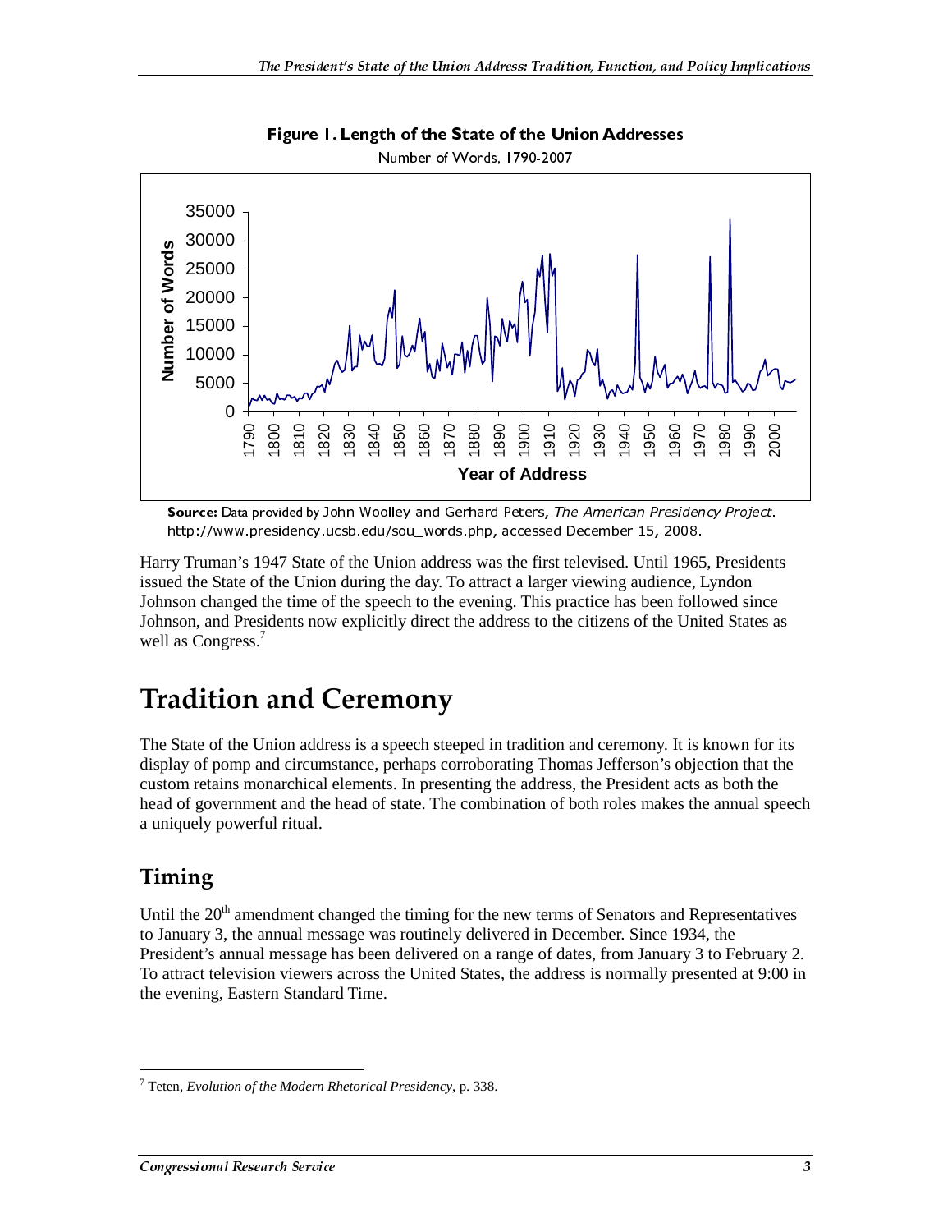**Figure 1. Length of the State of the Union Addresses**

Number of Words, 1790-2007

**Source:** Data provided by John Woolley and Gerhard Peters, *The American Presidency Project*. http://www.presidency.ucsb.edu/sou_words.php, accessed December 15, 2008.

Harry Truman's 1947 State of the Union address was the first televised. Until 1965, Presidents issued the State of the Union during the day. To attract a larger viewing audience, Lyndon Johnson changed the time of the speech to the evening. This practice has been followed since Johnson, and Presidents now explicitly direct the address to the citizens of the United States as well as Congress.[7]

# Tradition and Ceremony

The State of the Union address is a speech steeped in tradition and ceremony. It is known for its display of pomp and circumstance, perhaps corroborating Thomas Jefferson's objection that the custom retains monarchical elements. In presenting the address, the President acts as both the head of government and the head of state. The combination of both roles makes the annual speech a uniquely powerful ritual.

## Timing

Until the 20th amendment changed the timing for the new terms of Senators and Representatives to January 3, the annual message was routinely delivered in December. Since 1934, the President's annual message has been delivered on a range of dates, from January 3 to February 2. To attract television viewers across the United States, the address is normally presented at 9:00 in the evening, Eastern Standard Time.

[7] Teten, *Evolution of the Modern Rhetorical Presidency*, p. 338.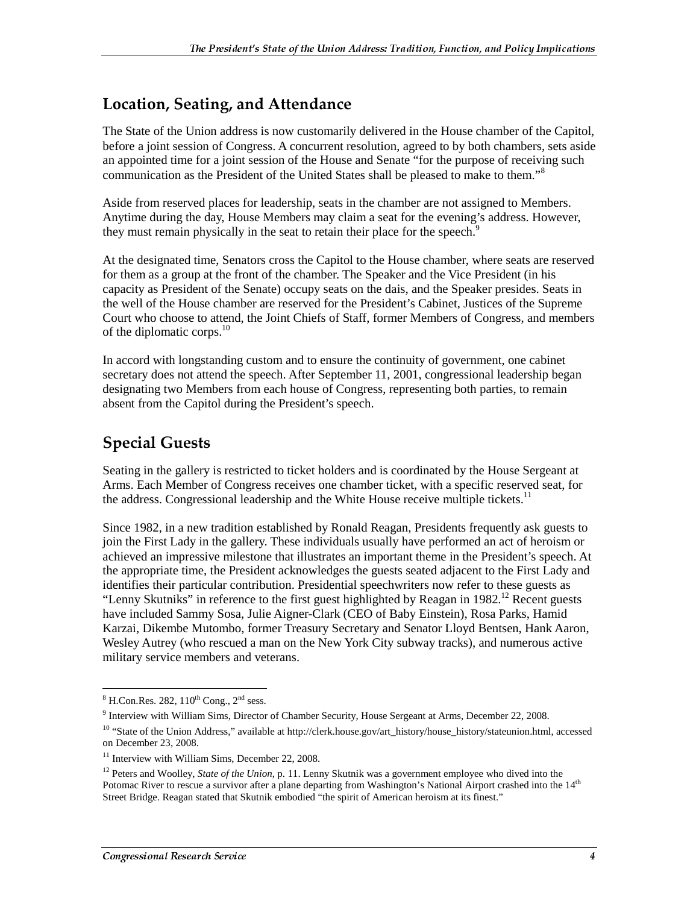## Location, Seating, and Attendance

The State of the Union address is now customarily delivered in the House chamber of the Capitol, before a joint session of Congress. A concurrent resolution, agreed to by both chambers, sets aside an appointed time for a joint session of the House and Senate "for the purpose of receiving such communication as the President of the United States shall be pleased to make to them."[8]

Aside from reserved places for leadership, seats in the chamber are not assigned to Members. Anytime during the day, House Members may claim a seat for the evening's address. However, they must remain physically in the seat to retain their place for the speech.[9]

At the designated time, Senators cross the Capitol to the House chamber, where seats are reserved for them as a group at the front of the chamber. The Speaker and the Vice President (in his capacity as President of the Senate) occupy seats on the dais, and the Speaker presides. Seats in the well of the House chamber are reserved for the President's Cabinet, Justices of the Supreme Court who choose to attend, the Joint Chiefs of Staff, former Members of Congress, and members of the diplomatic corps.[10]

In accord with longstanding custom and to ensure the continuity of government, one cabinet secretary does not attend the speech. After September 11, 2001, congressional leadership began designating two Members from each house of Congress, representing both parties, to remain absent from the Capitol during the President's speech.

## Special Guests

Seating in the gallery is restricted to ticket holders and is coordinated by the House Sergeant at Arms. Each Member of Congress receives one chamber ticket, with a specific reserved seat, for the address. Congressional leadership and the White House receive multiple tickets.[11]

Since 1982, in a new tradition established by Ronald Reagan, Presidents frequently ask guests to join the First Lady in the gallery. These individuals usually have performed an act of heroism or achieved an impressive milestone that illustrates an important theme in the President's speech. At the appropriate time, the President acknowledges the guests seated adjacent to the First Lady and identifies their particular contribution. Presidential speechwriters now refer to these guests as "Lenny Skutniks" in reference to the first guest highlighted by Reagan in 1982.[12] Recent guests have included Sammy Sosa, Julie Aigner-Clark (CEO of Baby Einstein), Rosa Parks, Hamid Karzai, Dikembe Mutombo, former Treasury Secretary and Senator Lloyd Bentsen, Hank Aaron, Wesley Autrey (who rescued a man on the New York City subway tracks), and numerous active military service members and veterans.

---

[8] H.Con.Res. 282, 110th Cong., 2nd sess.

[9] Interview with William Sims, Director of Chamber Security, House Sergeant at Arms, December 22, 2008.

[10] "State of the Union Address," available at http://clerk.house.gov/art_history/house_history/stateunion.html, accessed on December 23, 2008.

[11] Interview with William Sims, December 22, 2008.

[12] Peters and Woolley, *State of the Union*, p. 11. Lenny Skutnik was a government employee who dived into the Potomac River to rescue a survivor after a plane departing from Washington's National Airport crashed into the 14th Street Bridge. Reagan stated that Skutnik embodied "the spirit of American heroism at its finest."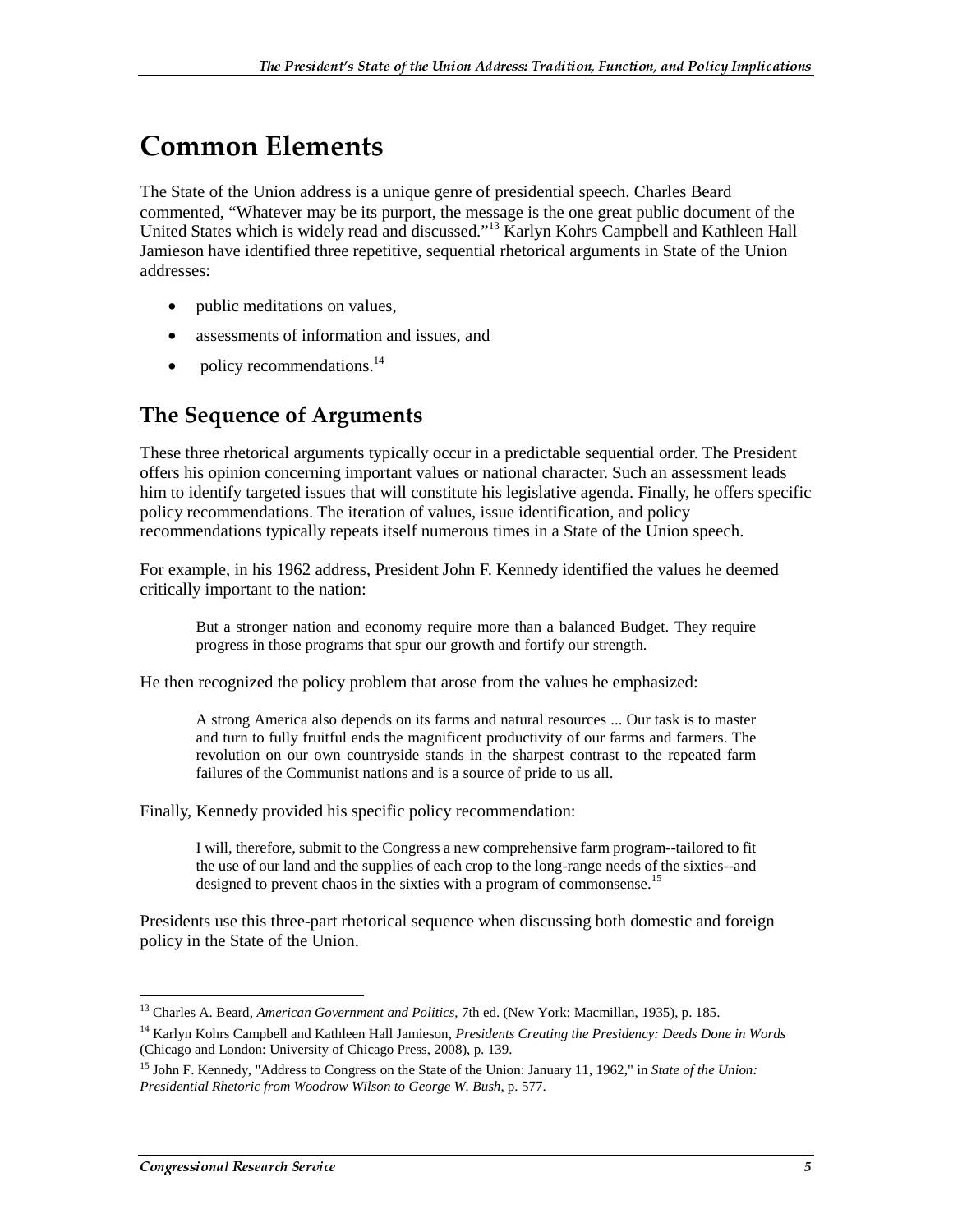# Common Elements

The State of the Union address is a unique genre of presidential speech. Charles Beard commented, "Whatever may be its purport, the message is the one great public document of the United States which is widely read and discussed."[13] Karlyn Kohrs Campbell and Kathleen Hall Jamieson have identified three repetitive, sequential rhetorical arguments in State of the Union addresses:

- public meditations on values,
- assessments of information and issues, and
- policy recommendations.[14]

## The Sequence of Arguments

These three rhetorical arguments typically occur in a predictable sequential order. The President offers his opinion concerning important values or national character. Such an assessment leads him to identify targeted issues that will constitute his legislative agenda. Finally, he offers specific policy recommendations. The iteration of values, issue identification, and policy recommendations typically repeats itself numerous times in a State of the Union speech.

For example, in his 1962 address, President John F. Kennedy identified the values he deemed critically important to the nation:

> But a stronger nation and economy require more than a balanced Budget. They require progress in those programs that spur our growth and fortify our strength.

He then recognized the policy problem that arose from the values he emphasized:

> A strong America also depends on its farms and natural resources ... Our task is to master and turn to fully fruitful ends the magnificent productivity of our farms and farmers. The revolution on our own countryside stands in the sharpest contrast to the repeated farm failures of the Communist nations and is a source of pride to us all.

Finally, Kennedy provided his specific policy recommendation:

> I will, therefore, submit to the Congress a new comprehensive farm program--tailored to fit the use of our land and the supplies of each crop to the long-range needs of the sixties--and designed to prevent chaos in the sixties with a program of commonsense.[15]

Presidents use this three-part rhetorical sequence when discussing both domestic and foreign policy in the State of the Union.

---

[13] Charles A. Beard, *American Government and Politics*, 7th ed. (New York: Macmillan, 1935), p. 185.

[14] Karlyn Kohrs Campbell and Kathleen Hall Jamieson, *Presidents Creating the Presidency: Deeds Done in Words* (Chicago and London: University of Chicago Press, 2008), p. 139.

[15] John F. Kennedy, "Address to Congress on the State of the Union: January 11, 1962," in *State of the Union: Presidential Rhetoric from Woodrow Wilson to George W. Bush*, p. 577.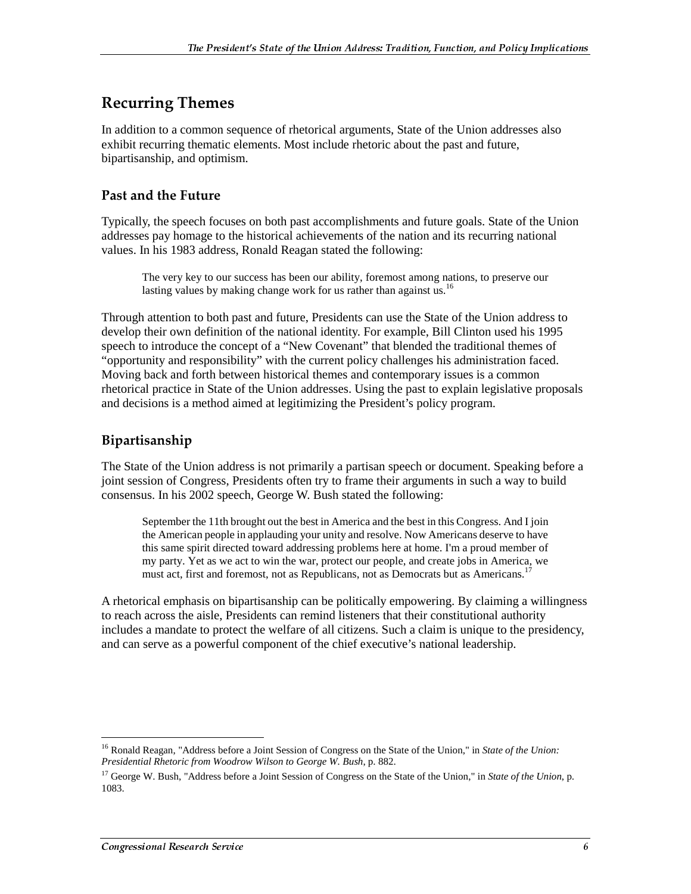## Recurring Themes

In addition to a common sequence of rhetorical arguments, State of the Union addresses also exhibit recurring thematic elements. Most include rhetoric about the past and future, bipartisanship, and optimism.

### Past and the Future

Typically, the speech focuses on both past accomplishments and future goals. State of the Union addresses pay homage to the historical achievements of the nation and its recurring national values. In his 1983 address, Ronald Reagan stated the following:

> The very key to our success has been our ability, foremost among nations, to preserve our lasting values by making change work for us rather than against us.[16]

Through attention to both past and future, Presidents can use the State of the Union address to develop their own definition of the national identity. For example, Bill Clinton used his 1995 speech to introduce the concept of a "New Covenant" that blended the traditional themes of "opportunity and responsibility" with the current policy challenges his administration faced. Moving back and forth between historical themes and contemporary issues is a common rhetorical practice in State of the Union addresses. Using the past to explain legislative proposals and decisions is a method aimed at legitimizing the President's policy program.

### Bipartisanship

The State of the Union address is not primarily a partisan speech or document. Speaking before a joint session of Congress, Presidents often try to frame their arguments in such a way to build consensus. In his 2002 speech, George W. Bush stated the following:

> September the 11th brought out the best in America and the best in this Congress. And I join the American people in applauding your unity and resolve. Now Americans deserve to have this same spirit directed toward addressing problems here at home. I'm a proud member of my party. Yet as we act to win the war, protect our people, and create jobs in America, we must act, first and foremost, not as Republicans, not as Democrats but as Americans.[17]

A rhetorical emphasis on bipartisanship can be politically empowering. By claiming a willingness to reach across the aisle, Presidents can remind listeners that their constitutional authority includes a mandate to protect the welfare of all citizens. Such a claim is unique to the presidency, and can serve as a powerful component of the chief executive's national leadership.

---

[16] Ronald Reagan, "Address before a Joint Session of Congress on the State of the Union," in *State of the Union: Presidential Rhetoric from Woodrow Wilson to George W. Bush*, p. 882.

[17] George W. Bush, "Address before a Joint Session of Congress on the State of the Union," in *State of the Union*, p. 1083.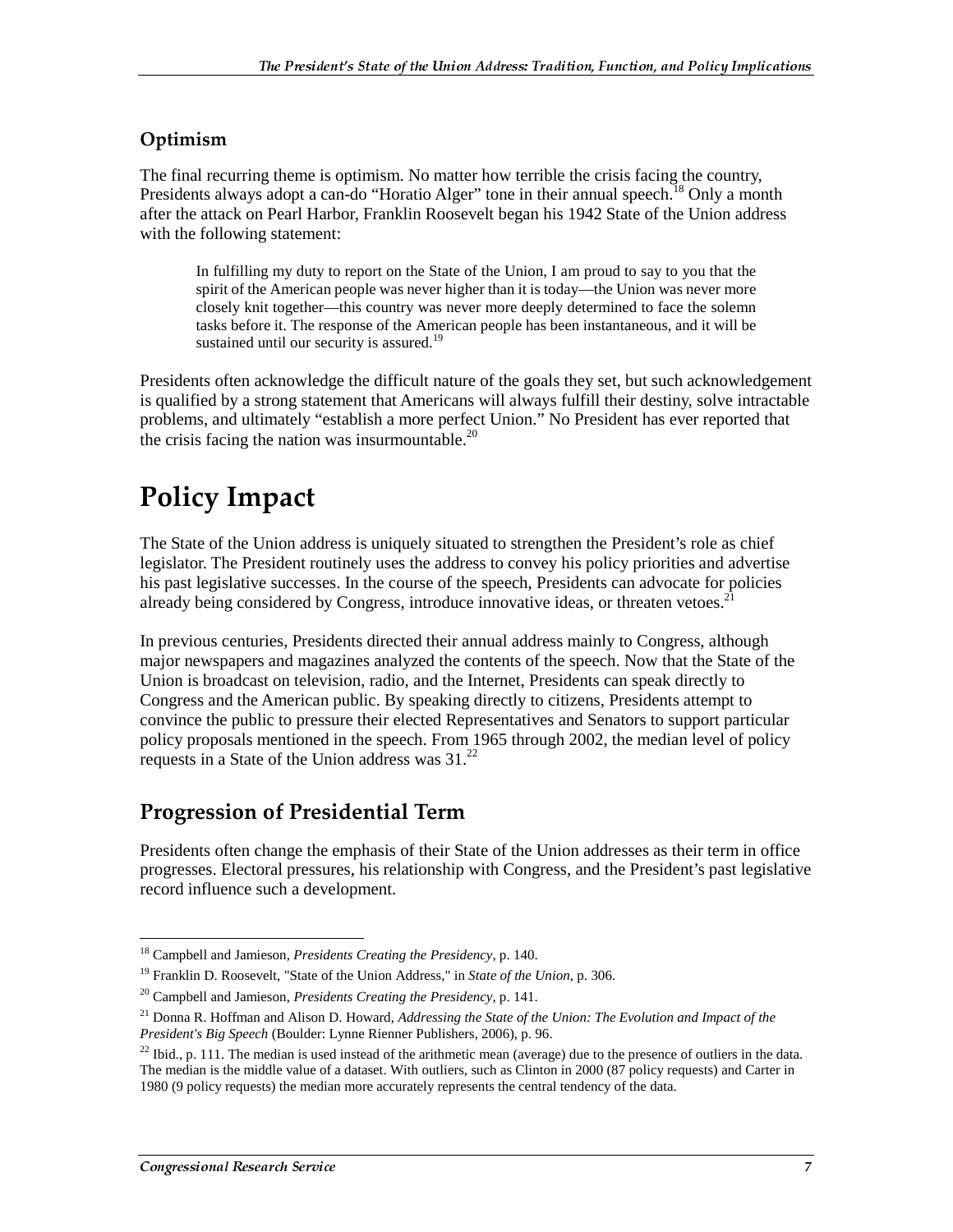### Optimism

The final recurring theme is optimism. No matter how terrible the crisis facing the country, Presidents always adopt a can-do "Horatio Alger" tone in their annual speech.[18] Only a month after the attack on Pearl Harbor, Franklin Roosevelt began his 1942 State of the Union address with the following statement:

> In fulfilling my duty to report on the State of the Union, I am proud to say to you that the spirit of the American people was never higher than it is today—the Union was never more closely knit together—this country was never more deeply determined to face the solemn tasks before it. The response of the American people has been instantaneous, and it will be sustained until our security is assured.[19]

Presidents often acknowledge the difficult nature of the goals they set, but such acknowledgement is qualified by a strong statement that Americans will always fulfill their destiny, solve intractable problems, and ultimately "establish a more perfect Union." No President has ever reported that the crisis facing the nation was insurmountable.[20]

# Policy Impact

The State of the Union address is uniquely situated to strengthen the President's role as chief legislator. The President routinely uses the address to convey his policy priorities and advertise his past legislative successes. In the course of the speech, Presidents can advocate for policies already being considered by Congress, introduce innovative ideas, or threaten vetoes.[21]

In previous centuries, Presidents directed their annual address mainly to Congress, although major newspapers and magazines analyzed the contents of the speech. Now that the State of the Union is broadcast on television, radio, and the Internet, Presidents can speak directly to Congress and the American public. By speaking directly to citizens, Presidents attempt to convince the public to pressure their elected Representatives and Senators to support particular policy proposals mentioned in the speech. From 1965 through 2002, the median level of policy requests in a State of the Union address was 31.[22]

## Progression of Presidential Term

Presidents often change the emphasis of their State of the Union addresses as their term in office progresses. Electoral pressures, his relationship with Congress, and the President's past legislative record influence such a development.

---

[18] Campbell and Jamieson, *Presidents Creating the Presidency*, p. 140.

[19] Franklin D. Roosevelt, "State of the Union Address," in *State of the Union*, p. 306.

[20] Campbell and Jamieson, *Presidents Creating the Presidency*, p. 141.

[21] Donna R. Hoffman and Alison D. Howard, *Addressing the State of the Union: The Evolution and Impact of the President's Big Speech* (Boulder: Lynne Rienner Publishers, 2006), p. 96.

[22] Ibid., p. 111. The median is used instead of the arithmetic mean (average) due to the presence of outliers in the data. The median is the middle value of a dataset. With outliers, such as Clinton in 2000 (87 policy requests) and Carter in 1980 (9 policy requests) the median more accurately represents the central tendency of the data.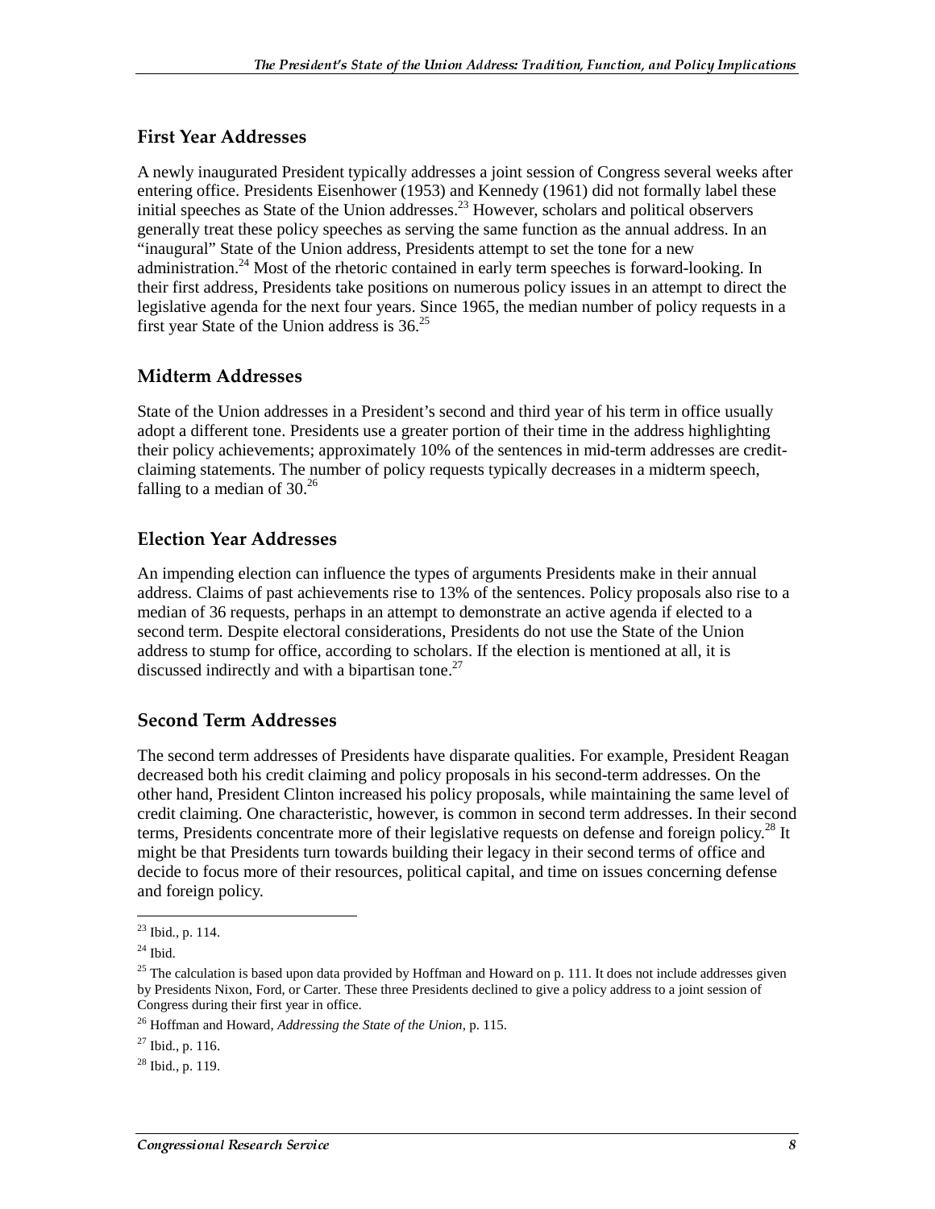### First Year Addresses

A newly inaugurated President typically addresses a joint session of Congress several weeks after entering office. Presidents Eisenhower (1953) and Kennedy (1961) did not formally label these initial speeches as State of the Union addresses.[23] However, scholars and political observers generally treat these policy speeches as serving the same function as the annual address. In an "inaugural" State of the Union address, Presidents attempt to set the tone for a new administration.[24] Most of the rhetoric contained in early term speeches is forward-looking. In their first address, Presidents take positions on numerous policy issues in an attempt to direct the legislative agenda for the next four years. Since 1965, the median number of policy requests in a first year State of the Union address is 36.[25]

### Midterm Addresses

State of the Union addresses in a President's second and third year of his term in office usually adopt a different tone. Presidents use a greater portion of their time in the address highlighting their policy achievements; approximately 10% of the sentences in mid-term addresses are credit-claiming statements. The number of policy requests typically decreases in a midterm speech, falling to a median of 30.[26]

### Election Year Addresses

An impending election can influence the types of arguments Presidents make in their annual address. Claims of past achievements rise to 13% of the sentences. Policy proposals also rise to a median of 36 requests, perhaps in an attempt to demonstrate an active agenda if elected to a second term. Despite electoral considerations, Presidents do not use the State of the Union address to stump for office, according to scholars. If the election is mentioned at all, it is discussed indirectly and with a bipartisan tone.[27]

### Second Term Addresses

The second term addresses of Presidents have disparate qualities. For example, President Reagan decreased both his credit claiming and policy proposals in his second-term addresses. On the other hand, President Clinton increased his policy proposals, while maintaining the same level of credit claiming. One characteristic, however, is common in second term addresses. In their second terms, Presidents concentrate more of their legislative requests on defense and foreign policy.[28] It might be that Presidents turn towards building their legacy in their second terms of office and decide to focus more of their resources, political capital, and time on issues concerning defense and foreign policy.

---

[23] Ibid., p. 114.

[24] Ibid.

[25] The calculation is based upon data provided by Hoffman and Howard on p. 111. It does not include addresses given by Presidents Nixon, Ford, or Carter. These three Presidents declined to give a policy address to a joint session of Congress during their first year in office.

[26] Hoffman and Howard, *Addressing the State of the Union*, p. 115.

[27] Ibid., p. 116.

[28] Ibid., p. 119.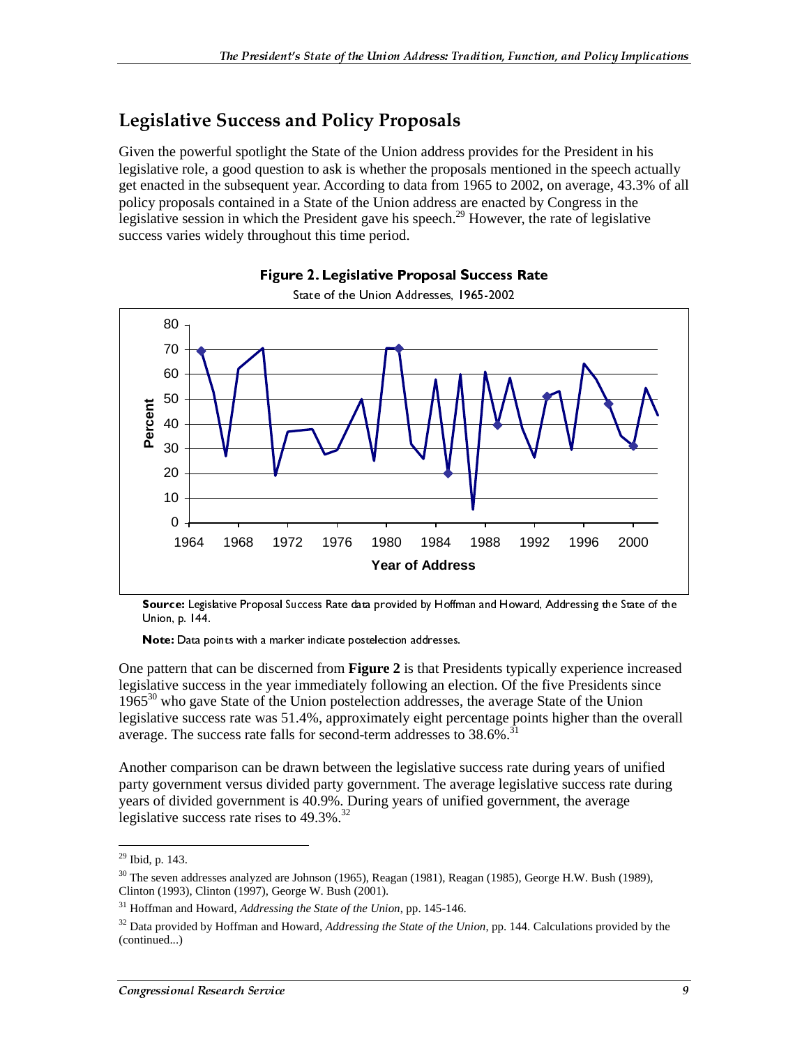## Legislative Success and Policy Proposals

Given the powerful spotlight the State of the Union address provides for the President in his legislative role, a good question to ask is whether the proposals mentioned in the speech actually get enacted in the subsequent year. According to data from 1965 to 2002, on average, 43.3% of all policy proposals contained in a State of the Union address are enacted by Congress in the legislative session in which the President gave his speech.[29] However, the rate of legislative success varies widely throughout this time period.

**Figure 2. Legislative Proposal Success Rate**

State of the Union Addresses, 1965-2002

**Source:** Legislative Proposal Success Rate data provided by Hoffman and Howard, Addressing the State of the Union, p. 144.

**Note:** Data points with a marker indicate postelection addresses.

One pattern that can be discerned from **Figure 2** is that Presidents typically experience increased legislative success in the year immediately following an election. Of the five Presidents since 1965[30] who gave State of the Union postelection addresses, the average State of the Union legislative success rate was 51.4%, approximately eight percentage points higher than the overall average. The success rate falls for second-term addresses to 38.6%.[31]

Another comparison can be drawn between the legislative success rate during years of unified party government versus divided party government. The average legislative success rate during years of divided government is 40.9%. During years of unified government, the average legislative success rate rises to 49.3%.[32]

---

[29] Ibid, p. 143.

[30] The seven addresses analyzed are Johnson (1965), Reagan (1981), Reagan (1985), George H.W. Bush (1989), Clinton (1993), Clinton (1997), George W. Bush (2001).

[31] Hoffman and Howard, *Addressing the State of the Union*, pp. 145-146.

[32] Data provided by Hoffman and Howard, *Addressing the State of the Union*, pp. 144. Calculations provided by the (continued...)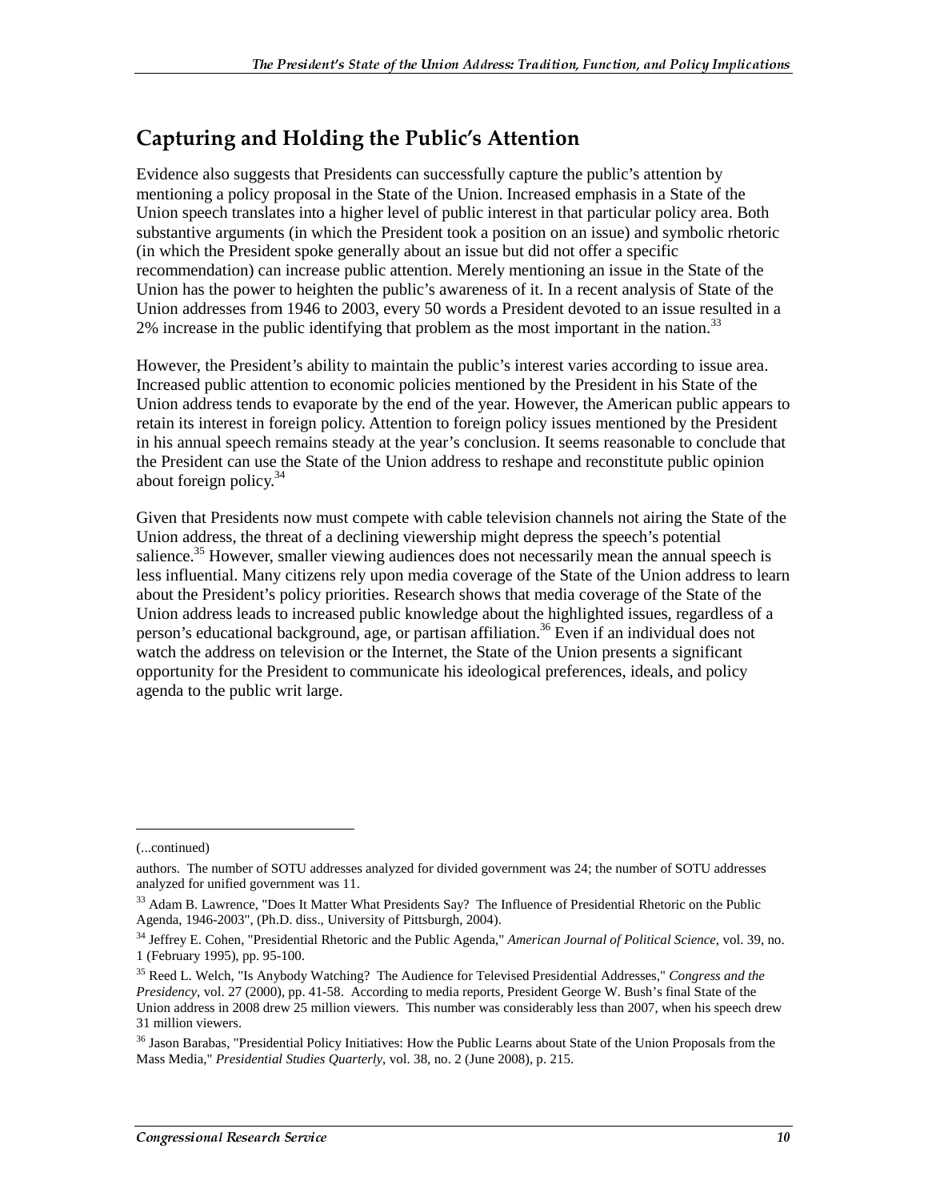## Capturing and Holding the Public's Attention

Evidence also suggests that Presidents can successfully capture the public's attention by mentioning a policy proposal in the State of the Union. Increased emphasis in a State of the Union speech translates into a higher level of public interest in that particular policy area. Both substantive arguments (in which the President took a position on an issue) and symbolic rhetoric (in which the President spoke generally about an issue but did not offer a specific recommendation) can increase public attention. Merely mentioning an issue in the State of the Union has the power to heighten the public's awareness of it. In a recent analysis of State of the Union addresses from 1946 to 2003, every 50 words a President devoted to an issue resulted in a 2% increase in the public identifying that problem as the most important in the nation.[33]

However, the President's ability to maintain the public's interest varies according to issue area. Increased public attention to economic policies mentioned by the President in his State of the Union address tends to evaporate by the end of the year. However, the American public appears to retain its interest in foreign policy. Attention to foreign policy issues mentioned by the President in his annual speech remains steady at the year's conclusion. It seems reasonable to conclude that the President can use the State of the Union address to reshape and reconstitute public opinion about foreign policy.[34]

Given that Presidents now must compete with cable television channels not airing the State of the Union address, the threat of a declining viewership might depress the speech's potential salience.[35] However, smaller viewing audiences does not necessarily mean the annual speech is less influential. Many citizens rely upon media coverage of the State of the Union address to learn about the President's policy priorities. Research shows that media coverage of the State of the Union address leads to increased public knowledge about the highlighted issues, regardless of a person's educational background, age, or partisan affiliation.[36] Even if an individual does not watch the address on television or the Internet, the State of the Union presents a significant opportunity for the President to communicate his ideological preferences, ideals, and policy agenda to the public writ large.

---

(...continued)

authors. The number of SOTU addresses analyzed for divided government was 24; the number of SOTU addresses analyzed for unified government was 11.

[33] Adam B. Lawrence, "Does It Matter What Presidents Say? The Influence of Presidential Rhetoric on the Public Agenda, 1946-2003", (Ph.D. diss., University of Pittsburgh, 2004).

[34] Jeffrey E. Cohen, "Presidential Rhetoric and the Public Agenda," *American Journal of Political Science*, vol. 39, no. 1 (February 1995), pp. 95-100.

[35] Reed L. Welch, "Is Anybody Watching? The Audience for Televised Presidential Addresses," *Congress and the Presidency*, vol. 27 (2000), pp. 41-58. According to media reports, President George W. Bush's final State of the Union address in 2008 drew 25 million viewers. This number was considerably less than 2007, when his speech drew 31 million viewers.

[36] Jason Barabas, "Presidential Policy Initiatives: How the Public Learns about State of the Union Proposals from the Mass Media," *Presidential Studies Quarterly*, vol. 38, no. 2 (June 2008), p. 215.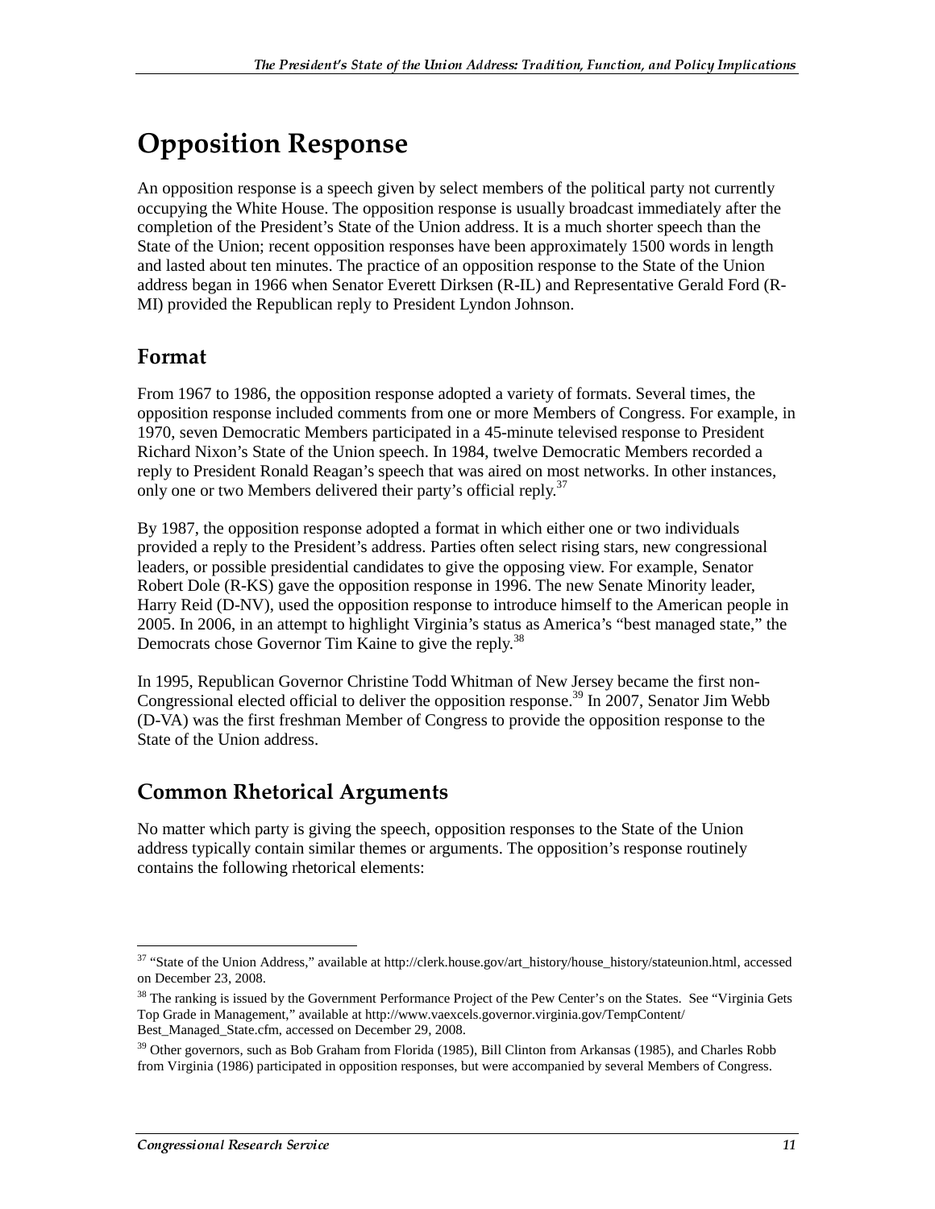# Opposition Response

An opposition response is a speech given by select members of the political party not currently occupying the White House. The opposition response is usually broadcast immediately after the completion of the President's State of the Union address. It is a much shorter speech than the State of the Union; recent opposition responses have been approximately 1500 words in length and lasted about ten minutes. The practice of an opposition response to the State of the Union address began in 1966 when Senator Everett Dirksen (R-IL) and Representative Gerald Ford (R-MI) provided the Republican reply to President Lyndon Johnson.

## Format

From 1967 to 1986, the opposition response adopted a variety of formats. Several times, the opposition response included comments from one or more Members of Congress. For example, in 1970, seven Democratic Members participated in a 45-minute televised response to President Richard Nixon's State of the Union speech. In 1984, twelve Democratic Members recorded a reply to President Ronald Reagan's speech that was aired on most networks. In other instances, only one or two Members delivered their party's official reply.[37]

By 1987, the opposition response adopted a format in which either one or two individuals provided a reply to the President's address. Parties often select rising stars, new congressional leaders, or possible presidential candidates to give the opposing view. For example, Senator Robert Dole (R-KS) gave the opposition response in 1996. The new Senate Minority leader, Harry Reid (D-NV), used the opposition response to introduce himself to the American people in 2005. In 2006, in an attempt to highlight Virginia's status as America's "best managed state," the Democrats chose Governor Tim Kaine to give the reply.[38]

In 1995, Republican Governor Christine Todd Whitman of New Jersey became the first non-Congressional elected official to deliver the opposition response.[39] In 2007, Senator Jim Webb (D-VA) was the first freshman Member of Congress to provide the opposition response to the State of the Union address.

## Common Rhetorical Arguments

No matter which party is giving the speech, opposition responses to the State of the Union address typically contain similar themes or arguments. The opposition's response routinely contains the following rhetorical elements:

---

[37] "State of the Union Address," available at http://clerk.house.gov/art_history/house_history/stateunion.html, accessed on December 23, 2008.

[38] The ranking is issued by the Government Performance Project of the Pew Center's on the States. See "Virginia Gets Top Grade in Management," available at http://www.vaexcels.governor.virginia.gov/TempContent/Best_Managed_State.cfm, accessed on December 29, 2008.

[39] Other governors, such as Bob Graham from Florida (1985), Bill Clinton from Arkansas (1985), and Charles Robb from Virginia (1986) participated in opposition responses, but were accompanied by several Members of Congress.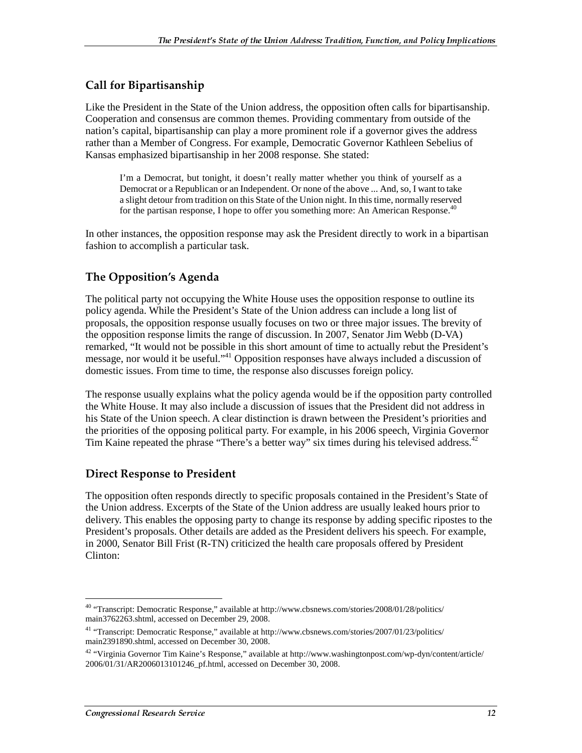## Call for Bipartisanship

Like the President in the State of the Union address, the opposition often calls for bipartisanship. Cooperation and consensus are common themes. Providing commentary from outside of the nation's capital, bipartisanship can play a more prominent role if a governor gives the address rather than a Member of Congress. For example, Democratic Governor Kathleen Sebelius of Kansas emphasized bipartisanship in her 2008 response. She stated:

> I'm a Democrat, but tonight, it doesn't really matter whether you think of yourself as a Democrat or a Republican or an Independent. Or none of the above ... And, so, I want to take a slight detour from tradition on this State of the Union night. In this time, normally reserved for the partisan response, I hope to offer you something more: An American Response.[40]

In other instances, the opposition response may ask the President directly to work in a bipartisan fashion to accomplish a particular task.

## The Opposition's Agenda

The political party not occupying the White House uses the opposition response to outline its policy agenda. While the President's State of the Union address can include a long list of proposals, the opposition response usually focuses on two or three major issues. The brevity of the opposition response limits the range of discussion. In 2007, Senator Jim Webb (D-VA) remarked, "It would not be possible in this short amount of time to actually rebut the President's message, nor would it be useful."[41] Opposition responses have always included a discussion of domestic issues. From time to time, the response also discusses foreign policy.

The response usually explains what the policy agenda would be if the opposition party controlled the White House. It may also include a discussion of issues that the President did not address in his State of the Union speech. A clear distinction is drawn between the President's priorities and the priorities of the opposing political party. For example, in his 2006 speech, Virginia Governor Tim Kaine repeated the phrase "There's a better way" six times during his televised address.[42]

## Direct Response to President

The opposition often responds directly to specific proposals contained in the President's State of the Union address. Excerpts of the State of the Union address are usually leaked hours prior to delivery. This enables the opposing party to change its response by adding specific ripostes to the President's proposals. Other details are added as the President delivers his speech. For example, in 2000, Senator Bill Frist (R-TN) criticized the health care proposals offered by President Clinton:

---

[40] "Transcript: Democratic Response," available at http://www.cbsnews.com/stories/2008/01/28/politics/main3762263.shtml, accessed on December 29, 2008.

[41] "Transcript: Democratic Response," available at http://www.cbsnews.com/stories/2007/01/23/politics/main2391890.shtml, accessed on December 30, 2008.

[42] "Virginia Governor Tim Kaine's Response," available at http://www.washingtonpost.com/wp-dyn/content/article/2006/01/31/AR2006013101246_pf.html, accessed on December 30, 2008.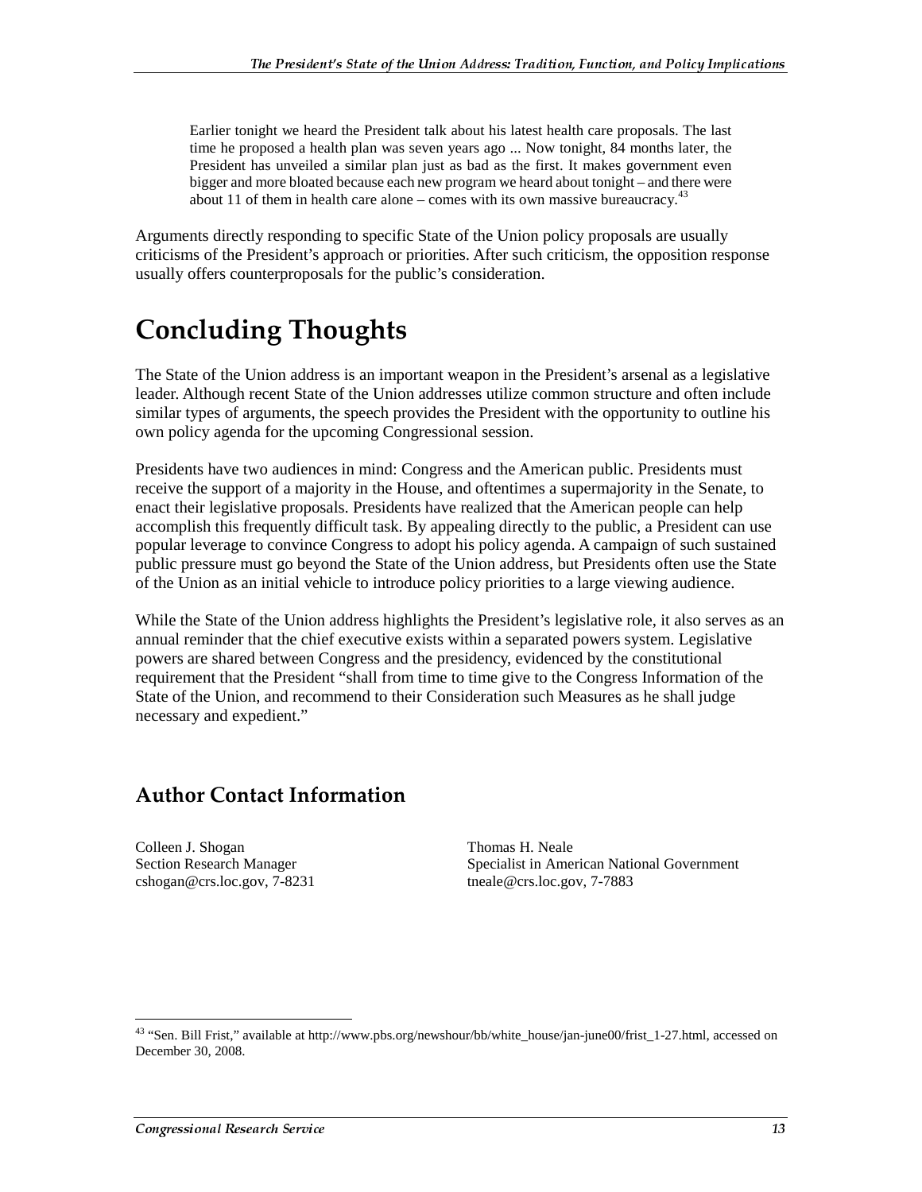> Earlier tonight we heard the President talk about his latest health care proposals. The last time he proposed a health plan was seven years ago ... Now tonight, 84 months later, the President has unveiled a similar plan just as bad as the first. It makes government even bigger and more bloated because each new program we heard about tonight – and there were about 11 of them in health care alone – comes with its own massive bureaucracy.[43]

Arguments directly responding to specific State of the Union policy proposals are usually criticisms of the President's approach or priorities. After such criticism, the opposition response usually offers counterproposals for the public's consideration.

# Concluding Thoughts

The State of the Union address is an important weapon in the President's arsenal as a legislative leader. Although recent State of the Union addresses utilize common structure and often include similar types of arguments, the speech provides the President with the opportunity to outline his own policy agenda for the upcoming Congressional session.

Presidents have two audiences in mind: Congress and the American public. Presidents must receive the support of a majority in the House, and oftentimes a supermajority in the Senate, to enact their legislative proposals. Presidents have realized that the American people can help accomplish this frequently difficult task. By appealing directly to the public, a President can use popular leverage to convince Congress to adopt his policy agenda. A campaign of such sustained public pressure must go beyond the State of the Union address, but Presidents often use the State of the Union as an initial vehicle to introduce policy priorities to a large viewing audience.

While the State of the Union address highlights the President's legislative role, it also serves as an annual reminder that the chief executive exists within a separated powers system. Legislative powers are shared between Congress and the presidency, evidenced by the constitutional requirement that the President "shall from time to time give to the Congress Information of the State of the Union, and recommend to their Consideration such Measures as he shall judge necessary and expedient."

## Author Contact Information

Colleen J. Shogan
Section Research Manager
cshogan@crs.loc.gov, 7-8231

Thomas H. Neale
Specialist in American National Government
tneale@crs.loc.gov, 7-7883

---

[43] "Sen. Bill Frist," available at http://www.pbs.org/newshour/bb/white_house/jan-june00/frist_1-27.html, accessed on December 30, 2008.